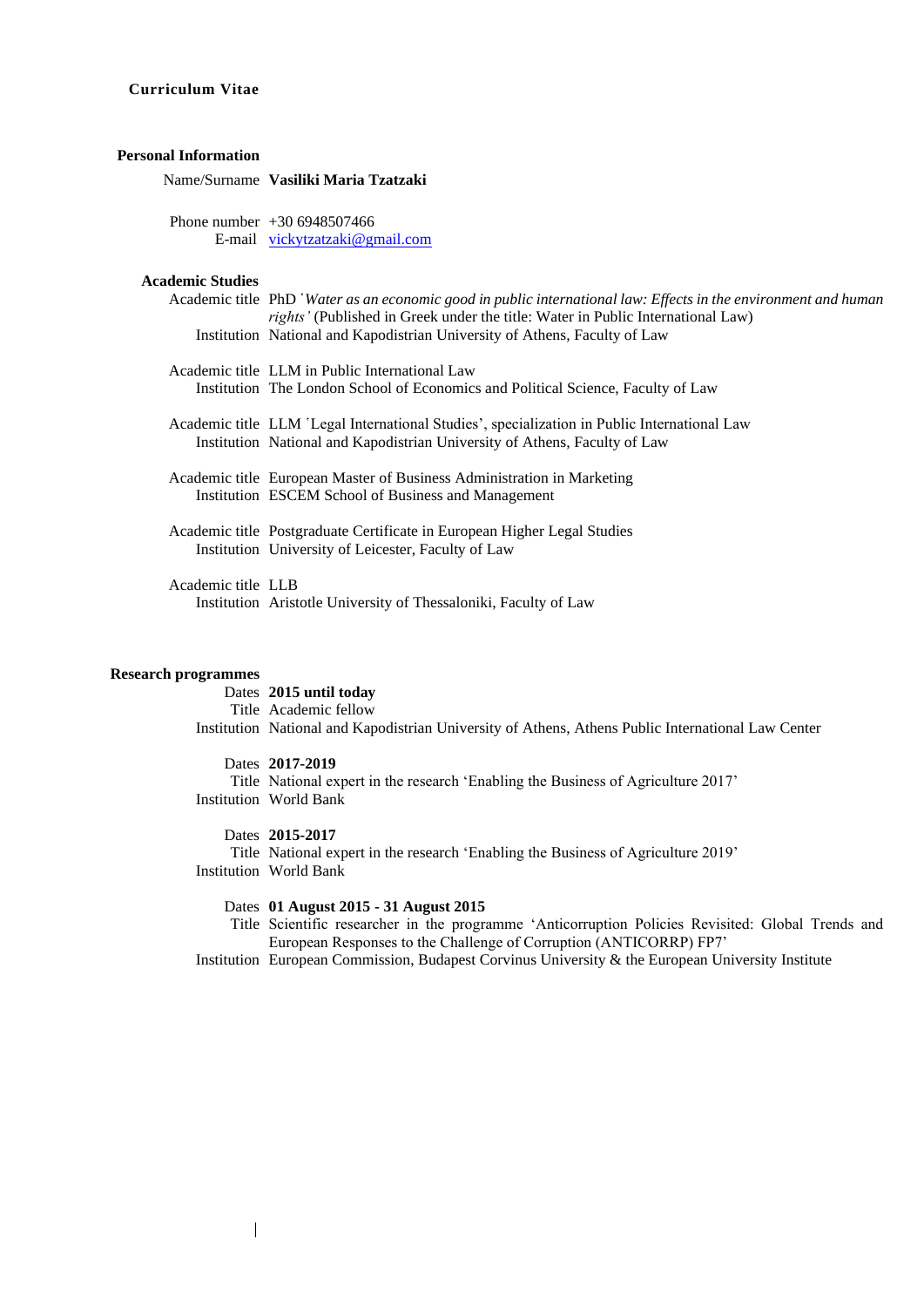**Curriculum Vitae**

## Personal Information

Name/Surname **Vasiliki Maria Tzatzaki**

Phone number +30 6948507466
E-mail vickytzatzaki@gmail.com

## Academic Studies

Academic title PhD *'Water as an economic good in public international law: Effects in the environment and human rights'* (Published in Greek under the title: Water in Public International Law)
Institution National and Kapodistrian University of Athens, Faculty of Law

Academic title LLM in Public International Law
Institution The London School of Economics and Political Science, Faculty of Law

Academic title LLM 'Legal International Studies', specialization in Public International Law
Institution National and Kapodistrian University of Athens, Faculty of Law

Academic title European Master of Business Administration in Marketing
Institution ESCEM School of Business and Management

Academic title Postgraduate Certificate in European Higher Legal Studies
Institution University of Leicester, Faculty of Law

Academic title LLB
Institution Aristotle University of Thessaloniki, Faculty of Law

## Research programmes

Dates **2015 until today**
Title Academic fellow
Institution National and Kapodistrian University of Athens, Athens Public International Law Center

Dates **2017-2019**
Title National expert in the research 'Enabling the Business of Agriculture 2017'
Institution World Bank

Dates **2015-2017**
Title National expert in the research 'Enabling the Business of Agriculture 2019'
Institution World Bank

Dates **01 August 2015 - 31 August 2015**
Title Scientific researcher in the programme 'Anticorruption Policies Revisited: Global Trends and European Responses to the Challenge of Corruption (ANTICORRP) FP7'
Institution European Commission, Budapest Corvinus University & the European University Institute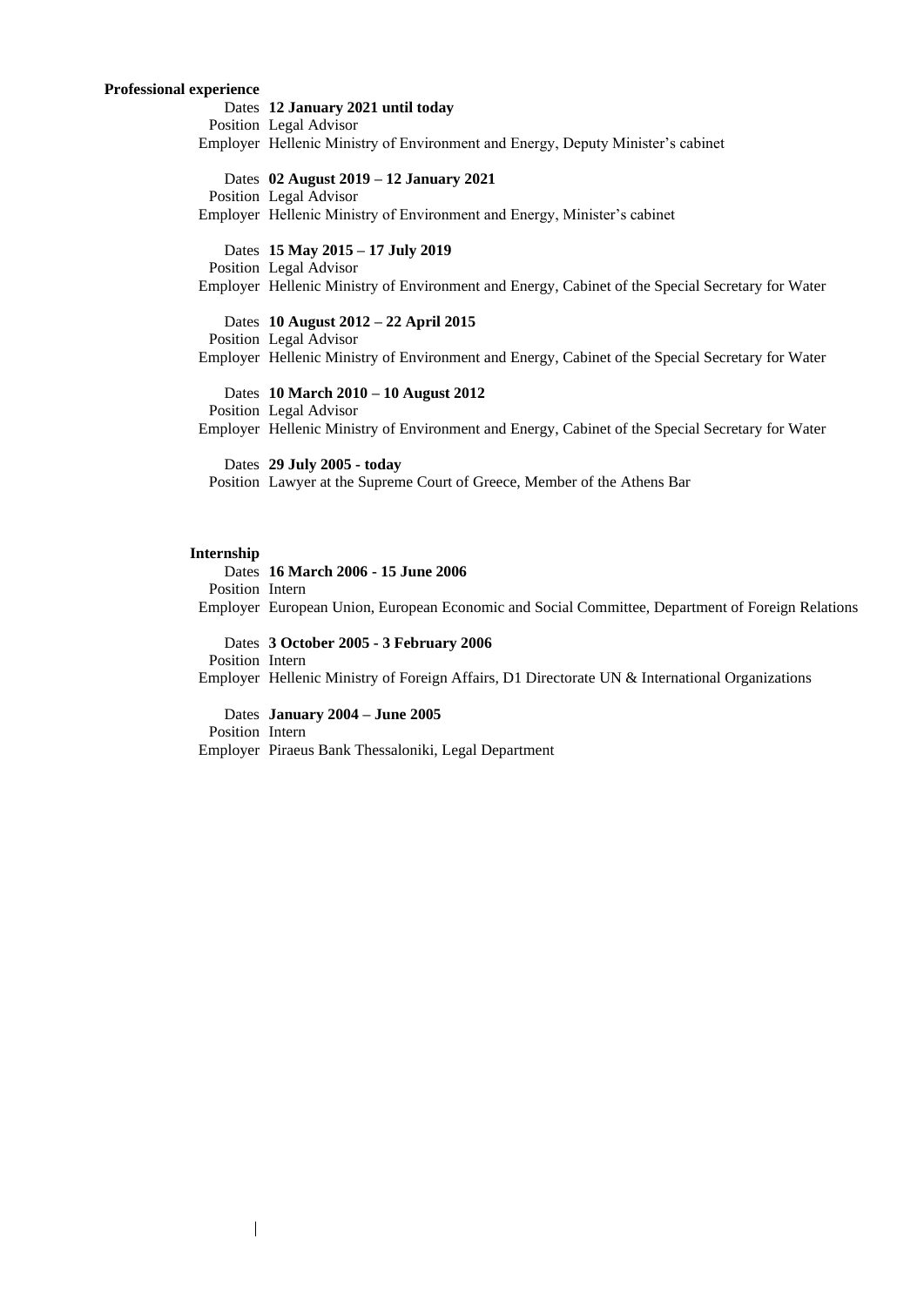**Professional experience**

Dates **12 January 2021 until today**
Position Legal Advisor
Employer Hellenic Ministry of Environment and Energy, Deputy Minister's cabinet

Dates **02 August 2019 – 12 January 2021**
Position Legal Advisor
Employer Hellenic Ministry of Environment and Energy, Minister's cabinet

Dates **15 May 2015 – 17 July 2019**
Position Legal Advisor
Employer Hellenic Ministry of Environment and Energy, Cabinet of the Special Secretary for Water

Dates **10 August 2012 – 22 April 2015**
Position Legal Advisor
Employer Hellenic Ministry of Environment and Energy, Cabinet of the Special Secretary for Water

Dates **10 March 2010 – 10 August 2012**
Position Legal Advisor
Employer Hellenic Ministry of Environment and Energy, Cabinet of the Special Secretary for Water

Dates **29 July 2005 - today**
Position Lawyer at the Supreme Court of Greece, Member of the Athens Bar

**Internship**

Dates **16 March 2006 - 15 June 2006**
Position Intern
Employer European Union, European Economic and Social Committee, Department of Foreign Relations

Dates **3 October 2005 - 3 February 2006**
Position Intern
Employer Hellenic Ministry of Foreign Affairs, D1 Directorate UN & International Organizations

Dates **January 2004 – June 2005**
Position Intern
Employer Piraeus Bank Thessaloniki, Legal Department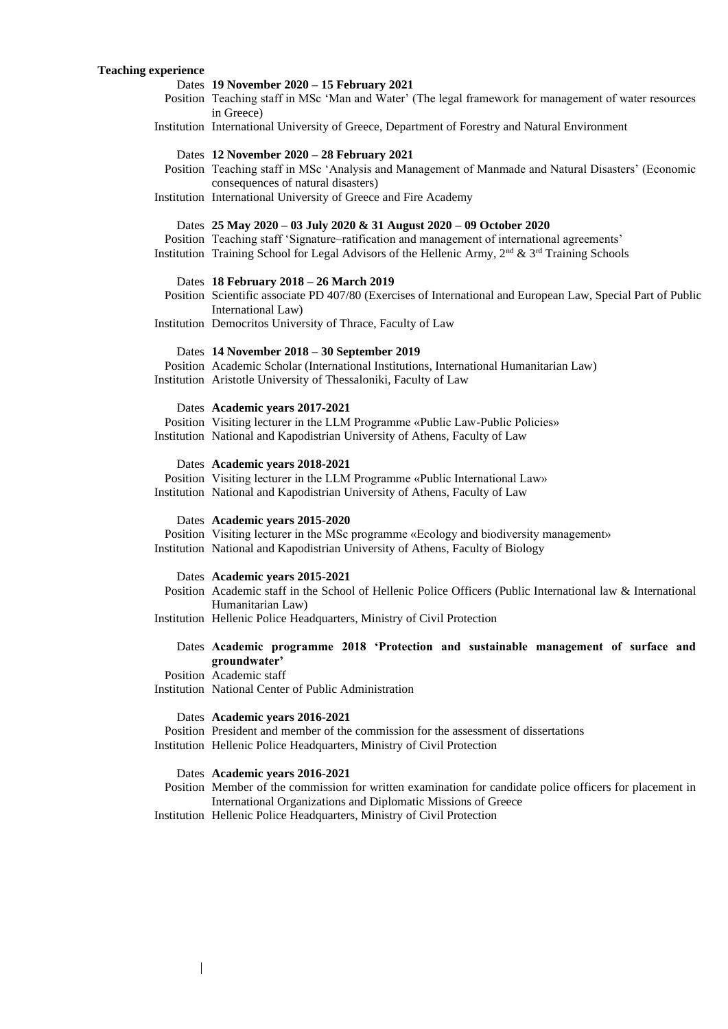**Teaching experience**

Dates **19 November 2020 – 15 February 2021**
Position Teaching staff in MSc 'Man and Water' (The legal framework for management of water resources in Greece)
Institution International University of Greece, Department of Forestry and Natural Environment

Dates **12 November 2020 – 28 February 2021**
Position Teaching staff in MSc 'Analysis and Management of Manmade and Natural Disasters' (Economic consequences of natural disasters)
Institution International University of Greece and Fire Academy

Dates **25 May 2020 – 03 July 2020 & 31 August 2020 – 09 October 2020**
Position Teaching staff 'Signature–ratification and management of international agreements'
Institution Training School for Legal Advisors of the Hellenic Army, 2nd & 3rd Training Schools

Dates **18 February 2018 – 26 March 2019**
Position Scientific associate PD 407/80 (Exercises of International and European Law, Special Part of Public International Law)
Institution Democritos University of Thrace, Faculty of Law

Dates **14 November 2018 – 30 September 2019**
Position Academic Scholar (International Institutions, International Humanitarian Law)
Institution Aristotle University of Thessaloniki, Faculty of Law

Dates **Academic years 2017-2021**
Position Visiting lecturer in the LLM Programme «Public Law-Public Policies»
Institution National and Kapodistrian University of Athens, Faculty of Law

Dates **Academic years 2018-2021**
Position Visiting lecturer in the LLM Programme «Public International Law»
Institution National and Kapodistrian University of Athens, Faculty of Law

Dates **Academic years 2015-2020**
Position Visiting lecturer in the MSc programme «Ecology and biodiversity management»
Institution National and Kapodistrian University of Athens, Faculty of Biology

Dates **Academic years 2015-2021**
Position Academic staff in the School of Hellenic Police Officers (Public International law & International Humanitarian Law)
Institution Hellenic Police Headquarters, Ministry of Civil Protection

Dates **Academic programme 2018 'Protection and sustainable management of surface and groundwater'**
Position Academic staff
Institution National Center of Public Administration

Dates **Academic years 2016-2021**
Position President and member of the commission for the assessment of dissertations
Institution Hellenic Police Headquarters, Ministry of Civil Protection

Dates **Academic years 2016-2021**
Position Member of the commission for written examination for candidate police officers for placement in International Organizations and Diplomatic Missions of Greece
Institution Hellenic Police Headquarters, Ministry of Civil Protection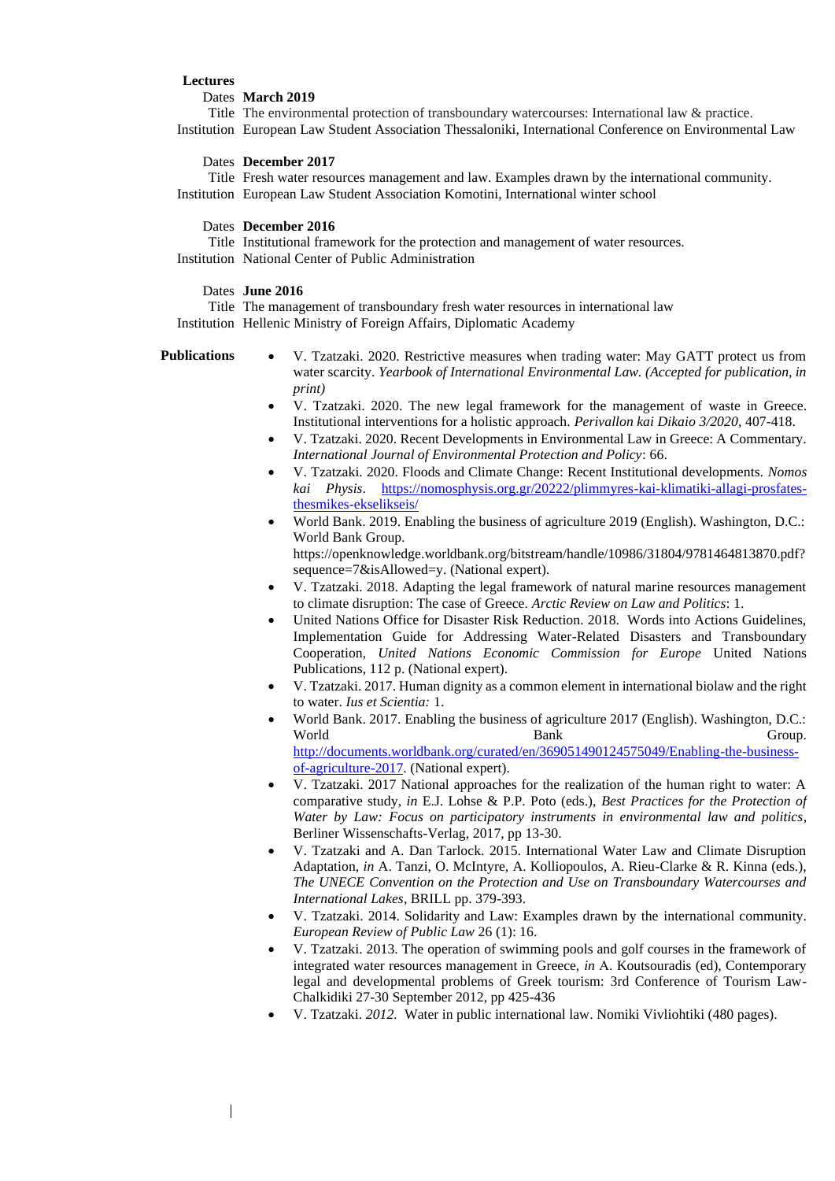**Lectures**

Dates **March 2019**
Title The environmental protection of transboundary watercourses: International law & practice.
Institution European Law Student Association Thessaloniki, International Conference on Environmental Law

Dates **December 2017**
Title Fresh water resources management and law. Examples drawn by the international community.
Institution European Law Student Association Komotini, International winter school

Dates **December 2016**
Title Institutional framework for the protection and management of water resources.
Institution National Center of Public Administration

Dates **June 2016**
Title The management of transboundary fresh water resources in international law
Institution Hellenic Ministry of Foreign Affairs, Diplomatic Academy

**Publications**

- V. Tzatzaki. 2020. Restrictive measures when trading water: May GATT protect us from water scarcity. *Yearbook of International Environmental Law. (Accepted for publication, in print)*
- V. Tzatzaki. 2020. The new legal framework for the management of waste in Greece. Institutional interventions for a holistic approach. *Perivallon kai Dikaio 3/2020*, 407-418.
- V. Tzatzaki. 2020. Recent Developments in Environmental Law in Greece: A Commentary. *International Journal of Environmental Protection and Policy*: 66.
- V. Tzatzaki. 2020. Floods and Climate Change: Recent Institutional developments. *Nomos kai Physis*. https://nomosphysis.org.gr/20222/plimmyres-kai-klimatiki-allagi-prosfates-thesmikes-ekselikseis/
- World Bank. 2019. Enabling the business of agriculture 2019 (English). Washington, D.C.: World Bank Group. https://openknowledge.worldbank.org/bitstream/handle/10986/31804/9781464813870.pdf?sequence=7&isAllowed=y. (National expert).
- V. Tzatzaki. 2018. Adapting the legal framework of natural marine resources management to climate disruption: The case of Greece. *Arctic Review on Law and Politics*: 1.
- United Nations Office for Disaster Risk Reduction. 2018. Words into Actions Guidelines, Implementation Guide for Addressing Water-Related Disasters and Transboundary Cooperation, *United Nations Economic Commission for Europe* United Nations Publications, 112 p. (National expert).
- V. Tzatzaki. 2017. Human dignity as a common element in international biolaw and the right to water. *Ius et Scientia:* 1.
- World Bank. 2017. Enabling the business of agriculture 2017 (English). Washington, D.C.: World Bank Group. http://documents.worldbank.org/curated/en/369051490124575049/Enabling-the-business-of-agriculture-2017. (National expert).
- V. Tzatzaki. 2017 National approaches for the realization of the human right to water: A comparative study, *in* E.J. Lohse & P.P. Poto (eds.), *Best Practices for the Protection of Water by Law: Focus on participatory instruments in environmental law and politics*, Berliner Wissenschafts-Verlag, 2017, pp 13-30.
- V. Tzatzaki and A. Dan Tarlock. 2015. International Water Law and Climate Disruption Adaptation, *in* A. Tanzi, O. McIntyre, A. Kolliopoulos, A. Rieu-Clarke & R. Kinna (eds.), *The UNECE Convention on the Protection and Use on Transboundary Watercourses and International Lakes*, BRILL pp. 379-393.
- V. Tzatzaki. 2014. Solidarity and Law: Examples drawn by the international community. *European Review of Public Law* 26 (1): 16.
- V. Tzatzaki. 2013. The operation of swimming pools and golf courses in the framework of integrated water resources management in Greece, *in* A. Koutsouradis (ed), Contemporary legal and developmental problems of Greek tourism: 3rd Conference of Tourism Law-Chalkidiki 27-30 September 2012, pp 425-436
- V. Tzatzaki. *2012.* Water in public international law. Nomiki Vivliohtiki (480 pages).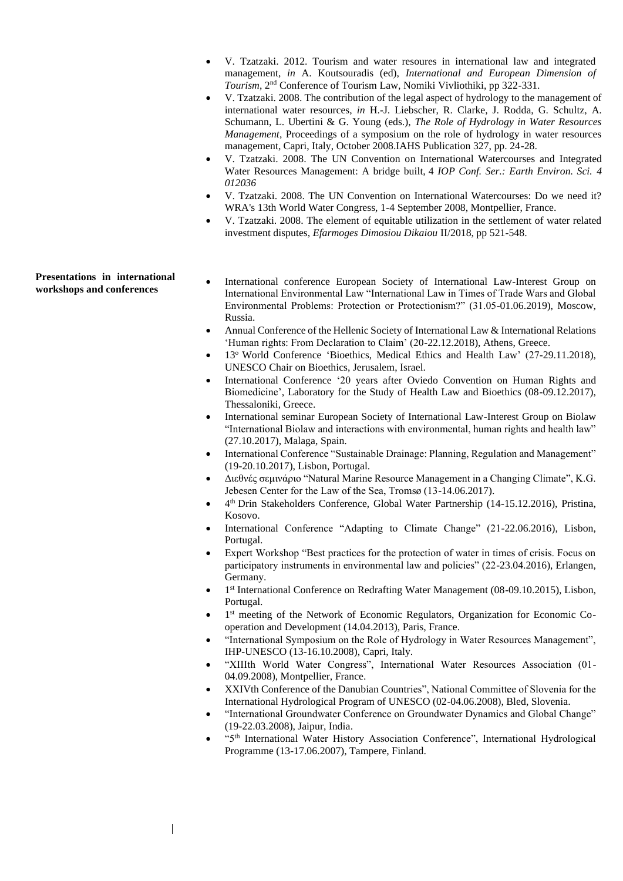- V. Tzatzaki. 2012. Tourism and water resoures in international law and integrated management, *in* A. Koutsouradis (ed), *International and European Dimension of Tourism*, 2nd Conference of Tourism Law, Nomiki Vivliothiki, pp 322-331.
- V. Tzatzaki. 2008. The contribution of the legal aspect of hydrology to the management of international water resources, *in* H.-J. Liebscher, R. Clarke, J. Rodda, G. Schultz, A. Schumann, L. Ubertini & G. Young (eds.), *The Role of Hydrology in Water Resources Management*, Proceedings of a symposium on the role of hydrology in water resources management, Capri, Italy, October 2008.IAHS Publication 327, pp. 24-28.
- V. Tzatzaki. 2008. The UN Convention on International Watercourses and Integrated Water Resources Management: A bridge built, 4 *IOP Conf. Ser.: Earth Environ. Sci. 4 012036*
- V. Tzatzaki. 2008. The UN Convention on International Watercourses: Do we need it? WRA's 13th World Water Congress, 1-4 September 2008, Montpellier, France.
- V. Tzatzaki. 2008. The element of equitable utilization in the settlement of water related investment disputes, *Efarmoges Dimosiou Dikaiou* II/2018, pp 521-548.

**Presentations in international workshops and conferences**

- International conference European Society of International Law-Interest Group on International Environmental Law "International Law in Times of Trade Wars and Global Environmental Problems: Protection or Protectionism?" (31.05-01.06.2019), Moscow, Russia.
- Annual Conference of the Hellenic Society of International Law & International Relations 'Human rights: From Declaration to Claim' (20-22.12.2018), Athens, Greece.
- 13o World Conference 'Bioethics, Medical Ethics and Health Law' (27-29.11.2018), UNESCO Chair on Bioethics, Jerusalem, Israel.
- International Conference '20 years after Oviedo Convention on Human Rights and Biomedicine', Laboratory for the Study of Health Law and Bioethics (08-09.12.2017), Thessaloniki, Greece.
- International seminar European Society of International Law-Interest Group on Biolaw "International Biolaw and interactions with environmental, human rights and health law" (27.10.2017), Malaga, Spain.
- International Conference "Sustainable Drainage: Planning, Regulation and Management" (19-20.10.2017), Lisbon, Portugal.
- Διεθνές σεμινάριο "Natural Marine Resource Management in a Changing Climate", K.G. Jebesen Center for the Law of the Sea, Tromsø (13-14.06.2017).
- 4th Drin Stakeholders Conference, Global Water Partnership (14-15.12.2016), Pristina, Kosovo.
- International Conference "Adapting to Climate Change" (21-22.06.2016), Lisbon, Portugal.
- Expert Workshop "Best practices for the protection of water in times of crisis. Focus on participatory instruments in environmental law and policies" (22-23.04.2016), Erlangen, Germany.
- 1st International Conference on Redrafting Water Management (08-09.10.2015), Lisbon, Portugal.
- 1st meeting of the Network of Economic Regulators, Organization for Economic Co-operation and Development (14.04.2013), Paris, France.
- "International Symposium on the Role of Hydrology in Water Resources Management", IHP-UNESCO (13-16.10.2008), Capri, Italy.
- "XIIIth World Water Congress", International Water Resources Association (01-04.09.2008), Montpellier, France.
- XXIVth Conference of the Danubian Countries", National Committee of Slovenia for the International Hydrological Program of UNESCO (02-04.06.2008), Bled, Slovenia.
- "International Groundwater Conference on Groundwater Dynamics and Global Change" (19-22.03.2008), Jaipur, India.
- "5th International Water History Association Conference", International Hydrological Programme (13-17.06.2007), Tampere, Finland.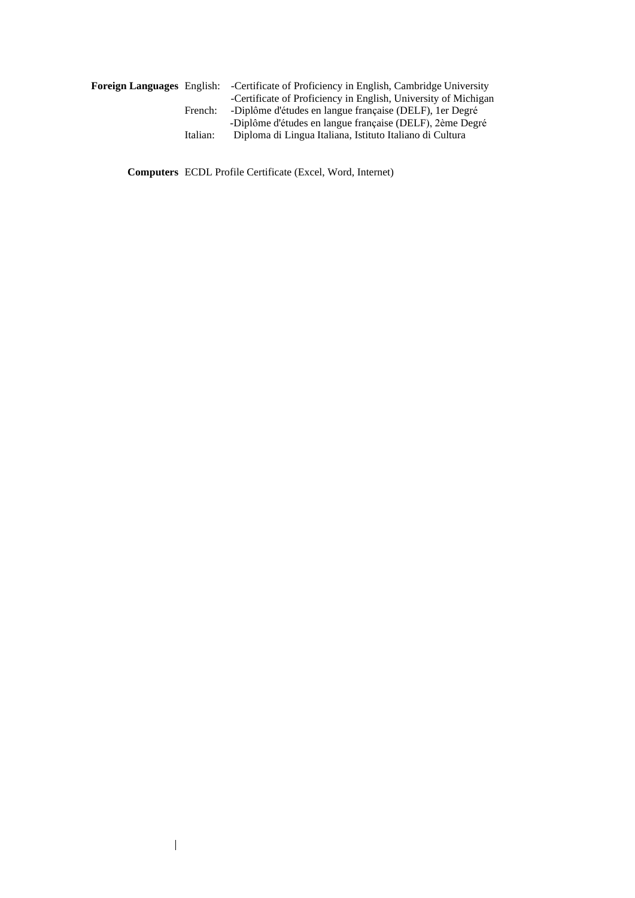| | | |
|---|---|---|
| **Foreign Languages** | English: | -Certificate of Proficiency in English, Cambridge University |
| | | -Certificate of Proficiency in English, University of Michigan |
| | French: | -Diplôme d'études en langue française (DELF), 1er Degré |
| | | -Diplôme d'études en langue française (DELF), 2ème Degré |
| | Italian: | Diploma di Lingua Italiana, Istituto Italiano di Cultura |

**Computers** ECDL Profile Certificate (Excel, Word, Internet)